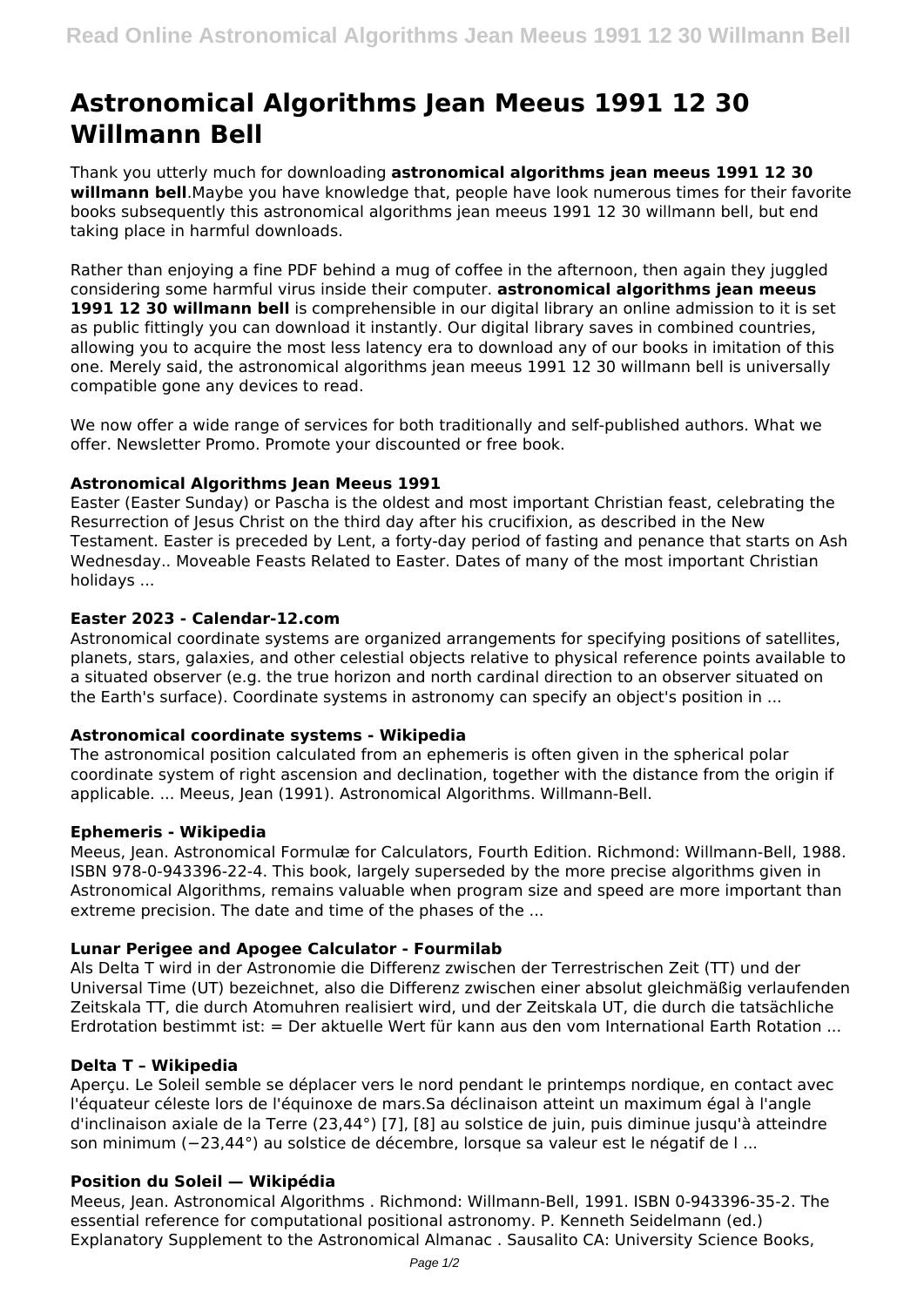# Astronomical Algorithms Jean Meeus 1991 12 30 Willmann Bell

Thank you utterly much for downloading **astronomical algorithms jean meeus 1991 12 30 willmann bell**.Maybe you have knowledge that, people have look numerous times for their favorite books subsequently this astronomical algorithms jean meeus 1991 12 30 willmann bell, but end taking place in harmful downloads.

Rather than enjoying a fine PDF behind a mug of coffee in the afternoon, then again they juggled considering some harmful virus inside their computer. **astronomical algorithms jean meeus 1991 12 30 willmann bell** is comprehensible in our digital library an online admission to it is set as public fittingly you can download it instantly. Our digital library saves in combined countries, allowing you to acquire the most less latency era to download any of our books in imitation of this one. Merely said, the astronomical algorithms jean meeus 1991 12 30 willmann bell is universally compatible gone any devices to read.

We now offer a wide range of services for both traditionally and self-published authors. What we offer. Newsletter Promo. Promote your discounted or free book.

### Astronomical Algorithms Jean Meeus 1991

Easter (Easter Sunday) or Pascha is the oldest and most important Christian feast, celebrating the Resurrection of Jesus Christ on the third day after his crucifixion, as described in the New Testament. Easter is preceded by Lent, a forty-day period of fasting and penance that starts on Ash Wednesday.. Moveable Feasts Related to Easter. Dates of many of the most important Christian holidays ...

### Easter 2023 - Calendar-12.com

Astronomical coordinate systems are organized arrangements for specifying positions of satellites, planets, stars, galaxies, and other celestial objects relative to physical reference points available to a situated observer (e.g. the true horizon and north cardinal direction to an observer situated on the Earth's surface). Coordinate systems in astronomy can specify an object's position in ...

### Astronomical coordinate systems - Wikipedia

The astronomical position calculated from an ephemeris is often given in the spherical polar coordinate system of right ascension and declination, together with the distance from the origin if applicable. ... Meeus, Jean (1991). Astronomical Algorithms. Willmann-Bell.

### Ephemeris - Wikipedia

Meeus, Jean. Astronomical Formulæ for Calculators, Fourth Edition. Richmond: Willmann-Bell, 1988. ISBN 978-0-943396-22-4. This book, largely superseded by the more precise algorithms given in Astronomical Algorithms, remains valuable when program size and speed are more important than extreme precision. The date and time of the phases of the ...

### Lunar Perigee and Apogee Calculator - Fourmilab

Als Delta T wird in der Astronomie die Differenz zwischen der Terrestrischen Zeit (TT) und der Universal Time (UT) bezeichnet, also die Differenz zwischen einer absolut gleichmäßig verlaufenden Zeitskala TT, die durch Atomuhren realisiert wird, und der Zeitskala UT, die durch die tatsächliche Erdrotation bestimmt ist: = Der aktuelle Wert für kann aus den vom International Earth Rotation ...

### Delta T – Wikipedia

Aperçu. Le Soleil semble se déplacer vers le nord pendant le printemps nordique, en contact avec l'équateur céleste lors de l'équinoxe de mars.Sa déclinaison atteint un maximum égal à l'angle d'inclinaison axiale de la Terre (23,44°) [7], [8] au solstice de juin, puis diminue jusqu'à atteindre son minimum (−23,44°) au solstice de décembre, lorsque sa valeur est le négatif de l ...

### Position du Soleil — Wikipédia

Meeus, Jean. Astronomical Algorithms . Richmond: Willmann-Bell, 1991. ISBN 0-943396-35-2. The essential reference for computational positional astronomy. P. Kenneth Seidelmann (ed.) Explanatory Supplement to the Astronomical Almanac . Sausalito CA: University Science Books,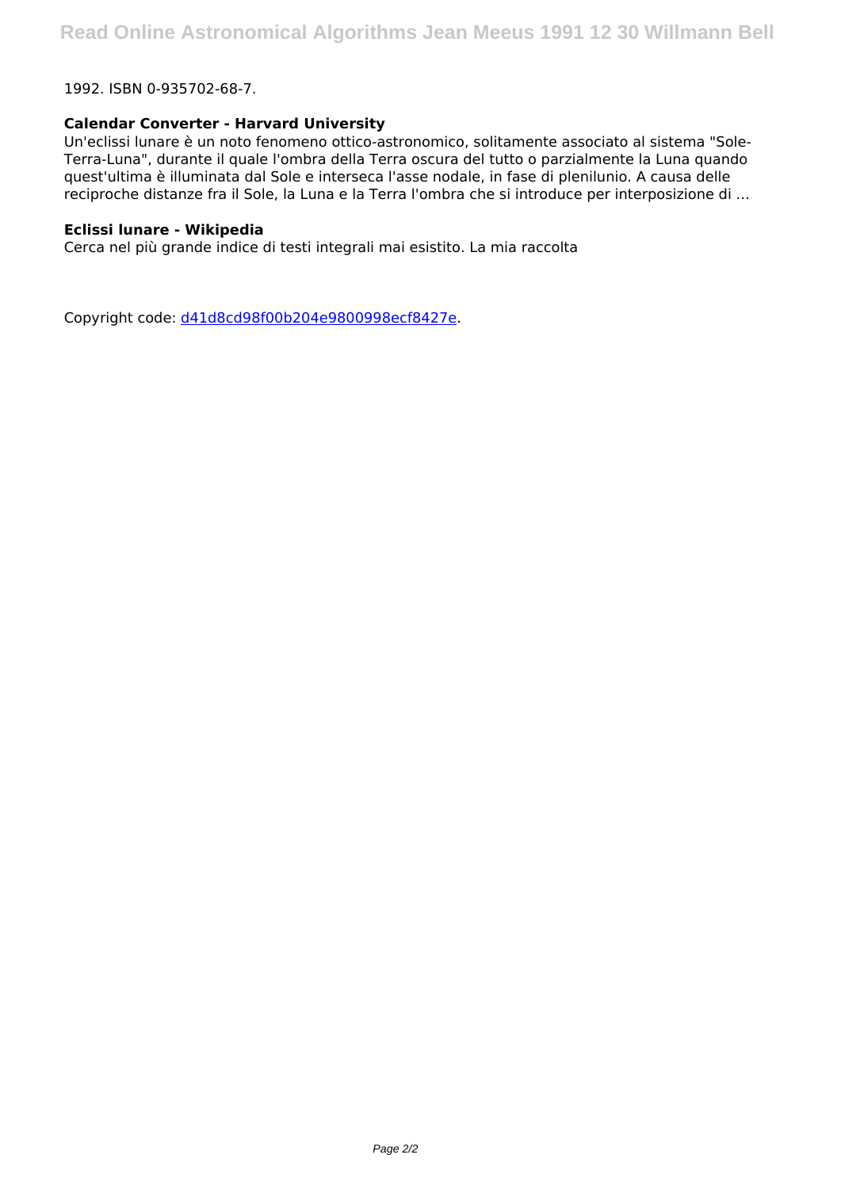1992. ISBN 0-935702-68-7.

**Calendar Converter - Harvard University**

Un'eclissi lunare è un noto fenomeno ottico-astronomico, solitamente associato al sistema "Sole-Terra-Luna", durante il quale l'ombra della Terra oscura del tutto o parzialmente la Luna quando quest'ultima è illuminata dal Sole e interseca l'asse nodale, in fase di plenilunio. A causa delle reciproche distanze fra il Sole, la Luna e la Terra l'ombra che si introduce per interposizione di ...

**Eclissi lunare - Wikipedia**

Cerca nel più grande indice di testi integrali mai esistito. La mia raccolta

Copyright code: d41d8cd98f00b204e9800998ecf8427e.